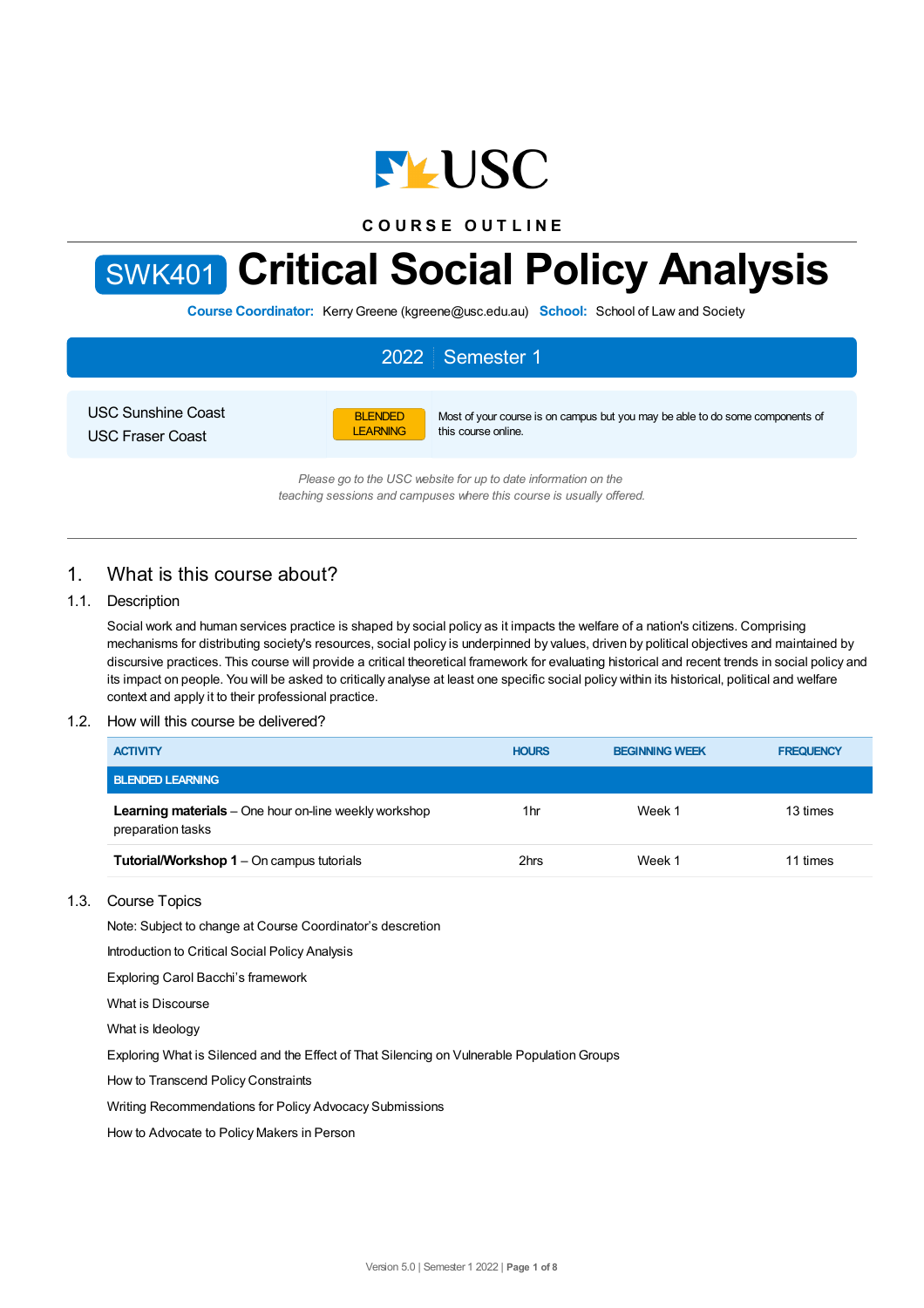COURSE OUTLINE

# SWK401 Critical Social Policy Analysis

**Course Coordinator:** Kerry Greene (kgreene@usc.edu.au) **School:** School of Law and Society

2022 | Semester 1

USC Sunshine Coast
USC Fraser Coast

BLENDED LEARNING — Most of your course is on campus but you may be able to do some components of this course online.

*Please go to the USC website for up to date information on the teaching sessions and campuses where this course is usually offered.*

## 1. What is this course about?

### 1.1. Description

Social work and human services practice is shaped by social policy as it impacts the welfare of a nation's citizens. Comprising mechanisms for distributing society's resources, social policy is underpinned by values, driven by political objectives and maintained by discursive practices. This course will provide a critical theoretical framework for evaluating historical and recent trends in social policy and its impact on people. You will be asked to critically analyse at least one specific social policy within its historical, political and welfare context and apply it to their professional practice.

### 1.2. How will this course be delivered?

| ACTIVITY | HOURS | BEGINNING WEEK | FREQUENCY |
|---|---|---|---|
| **BLENDED LEARNING** | | | |
| **Learning materials** – One hour on-line weekly workshop preparation tasks | 1hr | Week 1 | 13 times |
| **Tutorial/Workshop 1** – On campus tutorials | 2hrs | Week 1 | 11 times |

### 1.3. Course Topics

Note: Subject to change at Course Coordinator's descretion

Introduction to Critical Social Policy Analysis

Exploring Carol Bacchi's framework

What is Discourse

What is Ideology

Exploring What is Silenced and the Effect of That Silencing on Vulnerable Population Groups

How to Transcend Policy Constraints

Writing Recommendations for Policy Advocacy Submissions

How to Advocate to Policy Makers in Person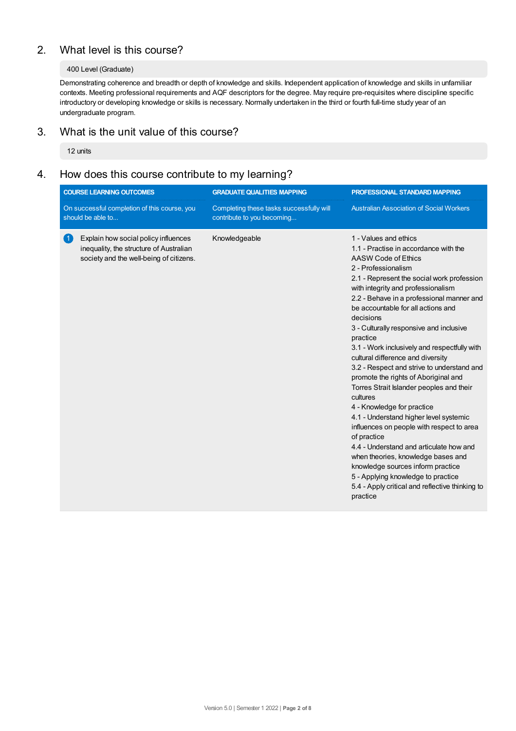## 2. What level is this course?

400 Level (Graduate)

Demonstrating coherence and breadth or depth of knowledge and skills. Independent application of knowledge and skills in unfamiliar contexts. Meeting professional requirements and AQF descriptors for the degree. May require pre-requisites where discipline specific introductory or developing knowledge or skills is necessary. Normally undertaken in the third or fourth full-time study year of an undergraduate program.

## 3. What is the unit value of this course?

12 units

## 4. How does this course contribute to my learning?

| COURSE LEARNING OUTCOMES | GRADUATE QUALITIES MAPPING | PROFESSIONAL STANDARD MAPPING |
|---|---|---|
| On successful completion of this course, you should be able to... | Completing these tasks successfully will contribute to you becoming... | Australian Association of Social Workers |
| 1 Explain how social policy influences inequality, the structure of Australian society and the well-being of citizens. | Knowledgeable | 1 - Values and ethics<br>1.1 - Practise in accordance with the AASW Code of Ethics<br>2 - Professionalism<br>2.1 - Represent the social work profession with integrity and professionalism<br>2.2 - Behave in a professional manner and be accountable for all actions and decisions<br>3 - Culturally responsive and inclusive practice<br>3.1 - Work inclusively and respectfully with cultural difference and diversity<br>3.2 - Respect and strive to understand and promote the rights of Aboriginal and Torres Strait Islander peoples and their cultures<br>4 - Knowledge for practice<br>4.1 - Understand higher level systemic influences on people with respect to area of practice<br>4.4 - Understand and articulate how and when theories, knowledge bases and knowledge sources inform practice<br>5 - Applying knowledge to practice<br>5.4 - Apply critical and reflective thinking to practice |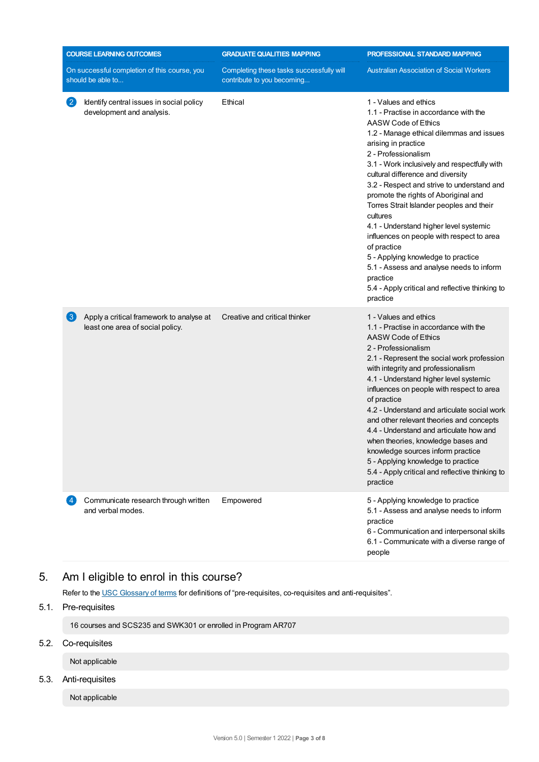| COURSE LEARNING OUTCOMES<br>On successful completion of this course, you should be able to... | GRADUATE QUALITIES MAPPING<br>Completing these tasks successfully will contribute to you becoming... | PROFESSIONAL STANDARD MAPPING<br>Australian Association of Social Workers |
|---|---|---|
| 2 Identify central issues in social policy development and analysis. | Ethical | 1 - Values and ethics<br>1.1 - Practise in accordance with the AASW Code of Ethics<br>1.2 - Manage ethical dilemmas and issues arising in practice<br>2 - Professionalism<br>3.1 - Work inclusively and respectfully with cultural difference and diversity<br>3.2 - Respect and strive to understand and promote the rights of Aboriginal and Torres Strait Islander peoples and their cultures<br>4.1 - Understand higher level systemic influences on people with respect to area of practice<br>5 - Applying knowledge to practice<br>5.1 - Assess and analyse needs to inform practice<br>5.4 - Apply critical and reflective thinking to practice |
| 3 Apply a critical framework to analyse at least one area of social policy. | Creative and critical thinker | 1 - Values and ethics<br>1.1 - Practise in accordance with the AASW Code of Ethics<br>2 - Professionalism<br>2.1 - Represent the social work profession with integrity and professionalism<br>4.1 - Understand higher level systemic influences on people with respect to area of practice<br>4.2 - Understand and articulate social work and other relevant theories and concepts<br>4.4 - Understand and articulate how and when theories, knowledge bases and knowledge sources inform practice<br>5 - Applying knowledge to practice<br>5.4 - Apply critical and reflective thinking to practice |
| 4 Communicate research through written and verbal modes. | Empowered | 5 - Applying knowledge to practice<br>5.1 - Assess and analyse needs to inform practice<br>6 - Communication and interpersonal skills<br>6.1 - Communicate with a diverse range of people |

## 5. Am I eligible to enrol in this course?

Refer to the USC Glossary of terms for definitions of "pre-requisites, co-requisites and anti-requisites".

### 5.1. Pre-requisites

16 courses and SCS235 and SWK301 or enrolled in Program AR707

### 5.2. Co-requisites

Not applicable

### 5.3. Anti-requisites

Not applicable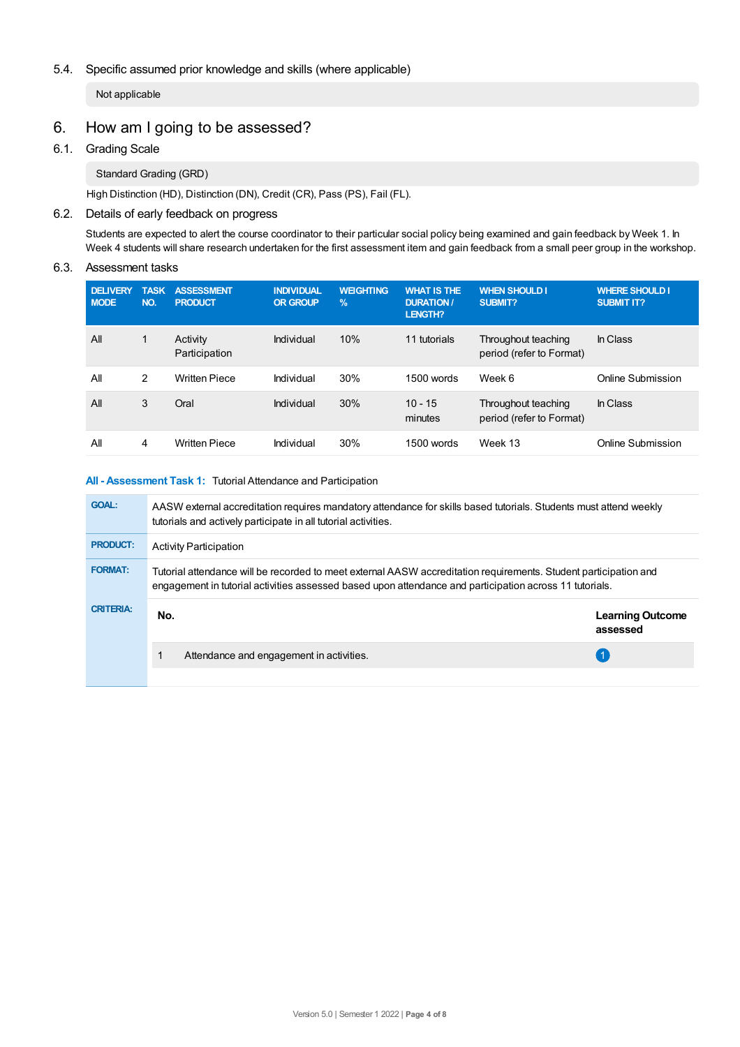### 5.4. Specific assumed prior knowledge and skills (where applicable)

Not applicable

## 6. How am I going to be assessed?

### 6.1. Grading Scale

Standard Grading (GRD)

High Distinction (HD), Distinction (DN), Credit (CR), Pass (PS), Fail (FL).

### 6.2. Details of early feedback on progress

Students are expected to alert the course coordinator to their particular social policy being examined and gain feedback by Week 1. In Week 4 students will share research undertaken for the first assessment item and gain feedback from a small peer group in the workshop.

### 6.3. Assessment tasks

| DELIVERY MODE | TASK NO. | ASSESSMENT PRODUCT | INDIVIDUAL OR GROUP | WEIGHTING % | WHAT IS THE DURATION / LENGTH? | WHEN SHOULD I SUBMIT? | WHERE SHOULD I SUBMIT IT? |
|---|---|---|---|---|---|---|---|
| All | 1 | Activity Participation | Individual | 10% | 11 tutorials | Throughout teaching period (refer to Format) | In Class |
| All | 2 | Written Piece | Individual | 30% | 1500 words | Week 6 | Online Submission |
| All | 3 | Oral | Individual | 30% | 10 - 15 minutes | Throughout teaching period (refer to Format) | In Class |
| All | 4 | Written Piece | Individual | 30% | 1500 words | Week 13 | Online Submission |

**All - Assessment Task 1:** Tutorial Attendance and Participation

| | |
|---|---|
| **GOAL:** | AASW external accreditation requires mandatory attendance for skills based tutorials. Students must attend weekly tutorials and actively participate in all tutorial activities. |
| **PRODUCT:** | Activity Participation |
| **FORMAT:** | Tutorial attendance will be recorded to meet external AASW accreditation requirements. Student participation and engagement in tutorial activities assessed based upon attendance and participation across 11 tutorials. |
| **CRITERIA:** | |

| No. | | Learning Outcome assessed |
|---|---|---|
| 1 | Attendance and engagement in activities. | 1 |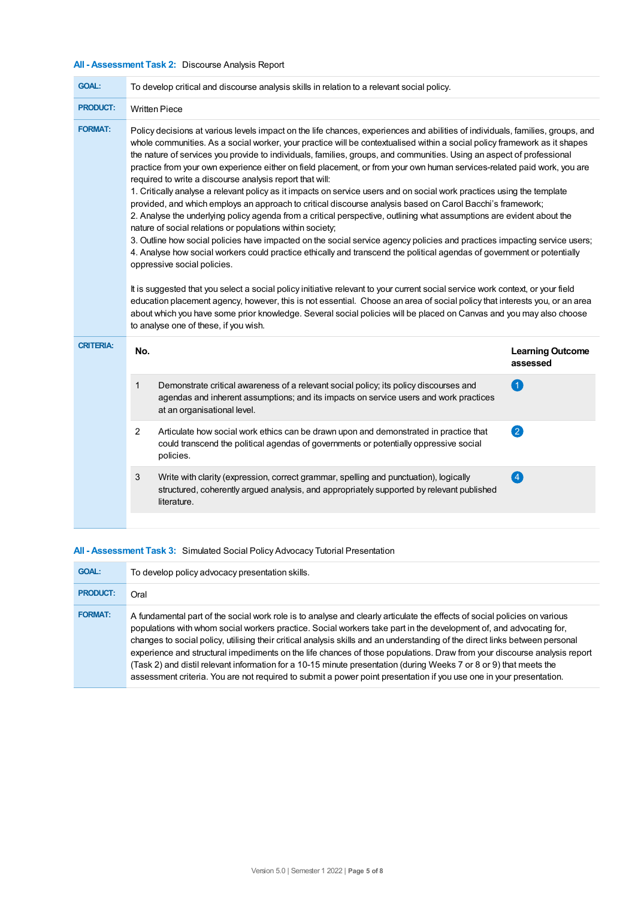### All - Assessment Task 2: Discourse Analysis Report

| | |
|---|---|
| **GOAL:** | To develop critical and discourse analysis skills in relation to a relevant social policy. |
| **PRODUCT:** | Written Piece |
| **FORMAT:** | Policy decisions at various levels impact on the life chances, experiences and abilities of individuals, families, groups, and whole communities. As a social worker, your practice will be contextualised within a social policy framework as it shapes the nature of services you provide to individuals, families, groups, and communities. Using an aspect of professional practice from your own experience either on field placement, or from your own human services-related paid work, you are required to write a discourse analysis report that will:<br>1. Critically analyse a relevant policy as it impacts on service users and on social work practices using the template provided, and which employs an approach to critical discourse analysis based on Carol Bacchi's framework;<br>2. Analyse the underlying policy agenda from a critical perspective, outlining what assumptions are evident about the nature of social relations or populations within society;<br>3. Outline how social policies have impacted on the social service agency policies and practices impacting service users;<br>4. Analyse how social workers could practice ethically and transcend the political agendas of government or potentially oppressive social policies.<br><br>It is suggested that you select a social policy initiative relevant to your current social service work context, or your field education placement agency, however, this is not essential. Choose an area of social policy that interests you, or an area about which you have some prior knowledge. Several social policies will be placed on Canvas and you may also choose to analyse one of these, if you wish. |

**CRITERIA:**

| No. | | Learning Outcome assessed |
|---|---|---|
| 1 | Demonstrate critical awareness of a relevant social policy; its policy discourses and agendas and inherent assumptions; and its impacts on service users and work practices at an organisational level. | 1 |
| 2 | Articulate how social work ethics can be drawn upon and demonstrated in practice that could transcend the political agendas of governments or potentially oppressive social policies. | 2 |
| 3 | Write with clarity (expression, correct grammar, spelling and punctuation), logically structured, coherently argued analysis, and appropriately supported by relevant published literature. | 4 |

### All - Assessment Task 3: Simulated Social Policy Advocacy Tutorial Presentation

| | |
|---|---|
| **GOAL:** | To develop policy advocacy presentation skills. |
| **PRODUCT:** | Oral |
| **FORMAT:** | A fundamental part of the social work role is to analyse and clearly articulate the effects of social policies on various populations with whom social workers practice. Social workers take part in the development of, and advocating for, changes to social policy, utilising their critical analysis skills and an understanding of the direct links between personal experience and structural impediments on the life chances of those populations. Draw from your discourse analysis report (Task 2) and distil relevant information for a 10-15 minute presentation (during Weeks 7 or 8 or 9) that meets the assessment criteria. You are not required to submit a power point presentation if you use one in your presentation. |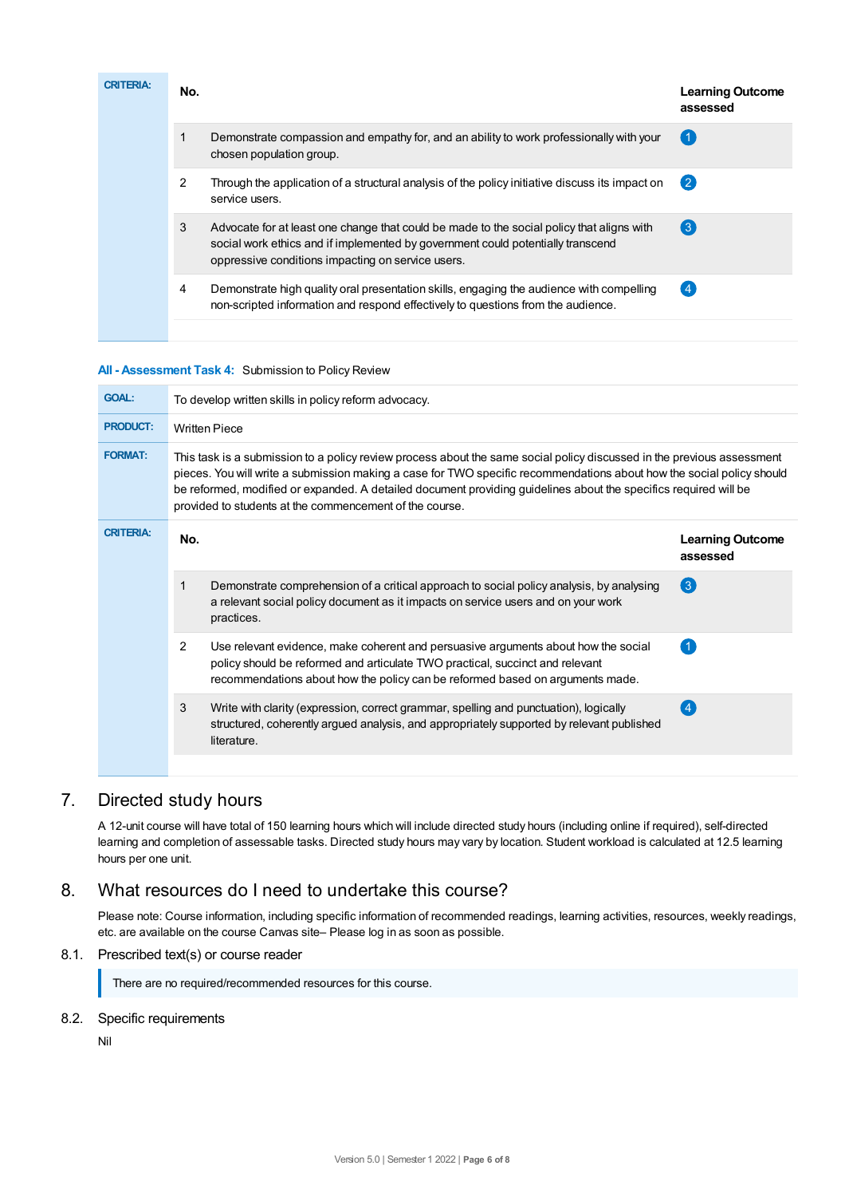**CRITERIA:**

| No. | | Learning Outcome assessed |
|---|---|---|
| 1 | Demonstrate compassion and empathy for, and an ability to work professionally with your chosen population group. | 1 |
| 2 | Through the application of a structural analysis of the policy initiative discuss its impact on service users. | 2 |
| 3 | Advocate for at least one change that could be made to the social policy that aligns with social work ethics and if implemented by government could potentially transcend oppressive conditions impacting on service users. | 3 |
| 4 | Demonstrate high quality oral presentation skills, engaging the audience with compelling non-scripted information and respond effectively to questions from the audience. | 4 |

**All - Assessment Task 4:** Submission to Policy Review

**GOAL:** To develop written skills in policy reform advocacy.

**PRODUCT:** Written Piece

**FORMAT:** This task is a submission to a policy review process about the same social policy discussed in the previous assessment pieces. You will write a submission making a case for TWO specific recommendations about how the social policy should be reformed, modified or expanded. A detailed document providing guidelines about the specifics required will be provided to students at the commencement of the course.

**CRITERIA:**

| No. | | Learning Outcome assessed |
|---|---|---|
| 1 | Demonstrate comprehension of a critical approach to social policy analysis, by analysing a relevant social policy document as it impacts on service users and on your work practices. | 3 |
| 2 | Use relevant evidence, make coherent and persuasive arguments about how the social policy should be reformed and articulate TWO practical, succinct and relevant recommendations about how the policy can be reformed based on arguments made. | 1 |
| 3 | Write with clarity (expression, correct grammar, spelling and punctuation), logically structured, coherently argued analysis, and appropriately supported by relevant published literature. | 4 |

## 7. Directed study hours

A 12-unit course will have total of 150 learning hours which will include directed study hours (including online if required), self-directed learning and completion of assessable tasks. Directed study hours may vary by location. Student workload is calculated at 12.5 learning hours per one unit.

## 8. What resources do I need to undertake this course?

Please note: Course information, including specific information of recommended readings, learning activities, resources, weekly readings, etc. are available on the course Canvas site– Please log in as soon as possible.

### 8.1. Prescribed text(s) or course reader

There are no required/recommended resources for this course.

### 8.2. Specific requirements

Nil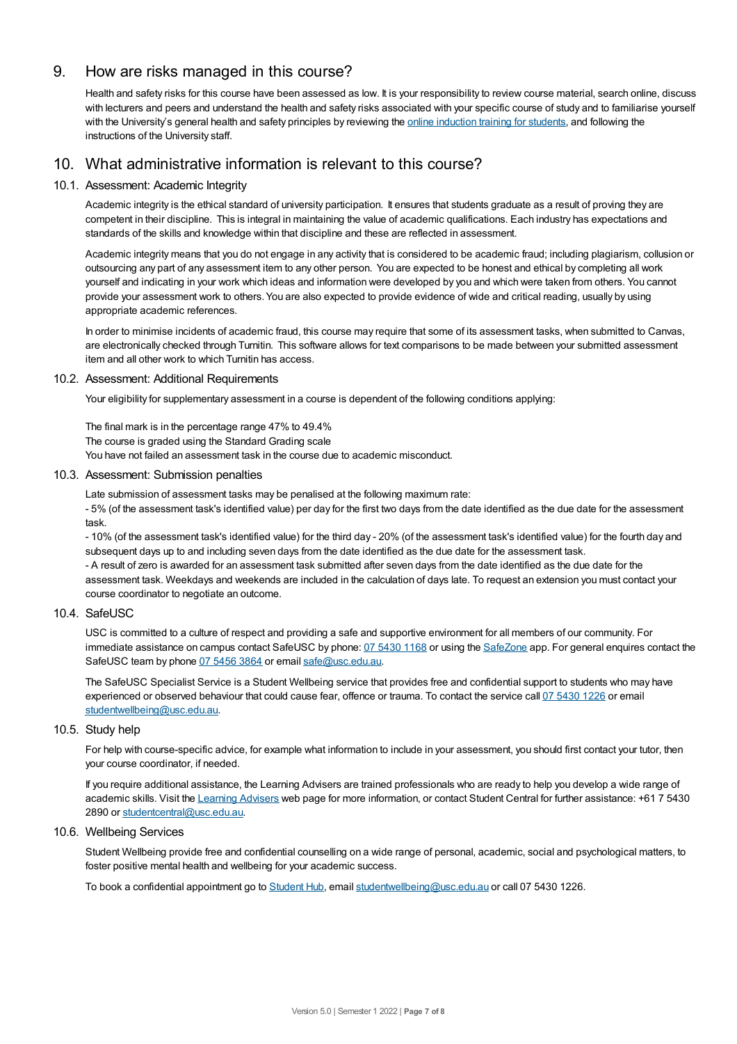## 9. How are risks managed in this course?

Health and safety risks for this course have been assessed as low. It is your responsibility to review course material, search online, discuss with lecturers and peers and understand the health and safety risks associated with your specific course of study and to familiarise yourself with the University's general health and safety principles by reviewing the online induction training for students, and following the instructions of the University staff.

## 10. What administrative information is relevant to this course?

### 10.1. Assessment: Academic Integrity

Academic integrity is the ethical standard of university participation. It ensures that students graduate as a result of proving they are competent in their discipline. This is integral in maintaining the value of academic qualifications. Each industry has expectations and standards of the skills and knowledge within that discipline and these are reflected in assessment.

Academic integrity means that you do not engage in any activity that is considered to be academic fraud; including plagiarism, collusion or outsourcing any part of any assessment item to any other person. You are expected to be honest and ethical by completing all work yourself and indicating in your work which ideas and information were developed by you and which were taken from others. You cannot provide your assessment work to others. You are also expected to provide evidence of wide and critical reading, usually by using appropriate academic references.

In order to minimise incidents of academic fraud, this course may require that some of its assessment tasks, when submitted to Canvas, are electronically checked through Turnitin. This software allows for text comparisons to be made between your submitted assessment item and all other work to which Turnitin has access.

### 10.2. Assessment: Additional Requirements

Your eligibility for supplementary assessment in a course is dependent of the following conditions applying:

The final mark is in the percentage range 47% to 49.4%
The course is graded using the Standard Grading scale
You have not failed an assessment task in the course due to academic misconduct.

### 10.3. Assessment: Submission penalties

Late submission of assessment tasks may be penalised at the following maximum rate:
- 5% (of the assessment task's identified value) per day for the first two days from the date identified as the due date for the assessment task.
- 10% (of the assessment task's identified value) for the third day - 20% (of the assessment task's identified value) for the fourth day and subsequent days up to and including seven days from the date identified as the due date for the assessment task.
- A result of zero is awarded for an assessment task submitted after seven days from the date identified as the due date for the assessment task. Weekdays and weekends are included in the calculation of days late. To request an extension you must contact your course coordinator to negotiate an outcome.

### 10.4. SafeUSC

USC is committed to a culture of respect and providing a safe and supportive environment for all members of our community. For immediate assistance on campus contact SafeUSC by phone: 07 5430 1168 or using the SafeZone app. For general enquires contact the SafeUSC team by phone 07 5456 3864 or email safe@usc.edu.au.

The SafeUSC Specialist Service is a Student Wellbeing service that provides free and confidential support to students who may have experienced or observed behaviour that could cause fear, offence or trauma. To contact the service call 07 5430 1226 or email studentwellbeing@usc.edu.au.

### 10.5. Study help

For help with course-specific advice, for example what information to include in your assessment, you should first contact your tutor, then your course coordinator, if needed.

If you require additional assistance, the Learning Advisers are trained professionals who are ready to help you develop a wide range of academic skills. Visit the Learning Advisers web page for more information, or contact Student Central for further assistance: +61 7 5430 2890 or studentcentral@usc.edu.au.

### 10.6. Wellbeing Services

Student Wellbeing provide free and confidential counselling on a wide range of personal, academic, social and psychological matters, to foster positive mental health and wellbeing for your academic success.

To book a confidential appointment go to Student Hub, email studentwellbeing@usc.edu.au or call 07 5430 1226.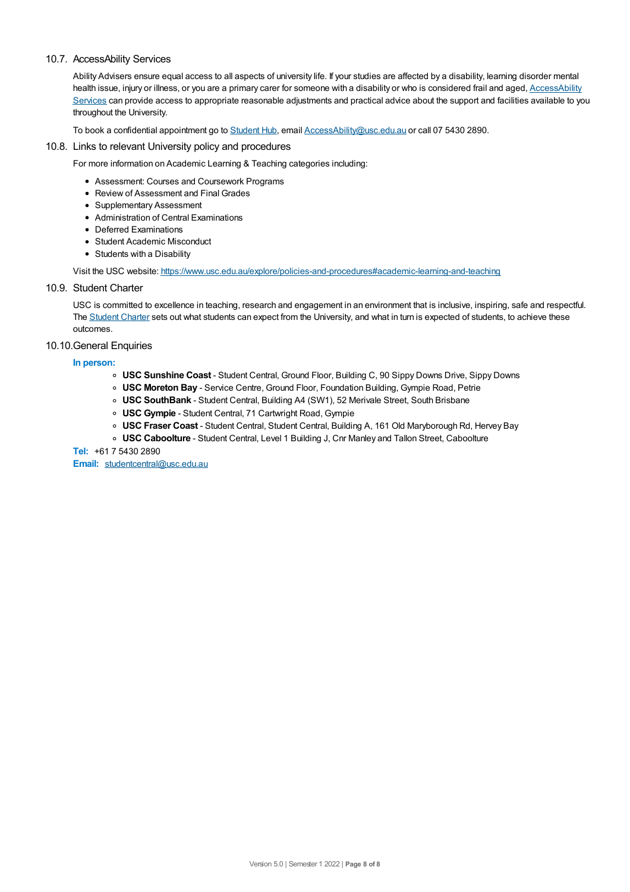### 10.7. AccessAbility Services

Ability Advisers ensure equal access to all aspects of university life. If your studies are affected by a disability, learning disorder mental health issue, injury or illness, or you are a primary carer for someone with a disability or who is considered frail and aged, AccessAbility Services can provide access to appropriate reasonable adjustments and practical advice about the support and facilities available to you throughout the University.

To book a confidential appointment go to Student Hub, email AccessAbility@usc.edu.au or call 07 5430 2890.

### 10.8. Links to relevant University policy and procedures

For more information on Academic Learning & Teaching categories including:

- Assessment: Courses and Coursework Programs
- Review of Assessment and Final Grades
- Supplementary Assessment
- Administration of Central Examinations
- Deferred Examinations
- Student Academic Misconduct
- Students with a Disability

Visit the USC website: https://www.usc.edu.au/explore/policies-and-procedures#academic-learning-and-teaching

### 10.9. Student Charter

USC is committed to excellence in teaching, research and engagement in an environment that is inclusive, inspiring, safe and respectful. The Student Charter sets out what students can expect from the University, and what in turn is expected of students, to achieve these outcomes.

### 10.10. General Enquiries

**In person:**

- **USC Sunshine Coast** - Student Central, Ground Floor, Building C, 90 Sippy Downs Drive, Sippy Downs
- **USC Moreton Bay** - Service Centre, Ground Floor, Foundation Building, Gympie Road, Petrie
- **USC SouthBank** - Student Central, Building A4 (SW1), 52 Merivale Street, South Brisbane
- **USC Gympie** - Student Central, 71 Cartwright Road, Gympie
- **USC Fraser Coast** - Student Central, Student Central, Building A, 161 Old Maryborough Rd, Hervey Bay
- **USC Caboolture** - Student Central, Level 1 Building J, Cnr Manley and Tallon Street, Caboolture

**Tel:** +61 7 5430 2890

**Email:** studentcentral@usc.edu.au